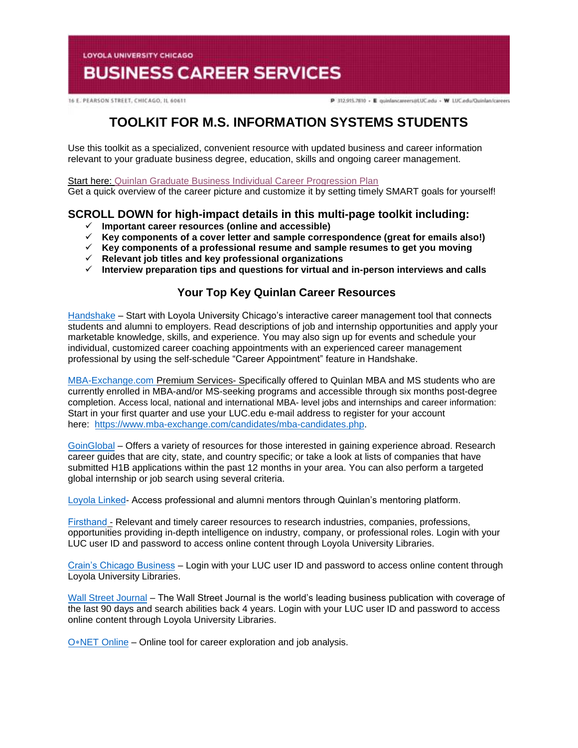LOYOLA UNIVERSITY CHICAGO

BUSINESS CAREER SERVICES

16 E. PEARSON STREET, CHICAGO, IL 60611

P 312.915.7810 • E quinlancareers@LUC.edu • W LUC.edu/Quinlan/careers

# TOOLKIT FOR M.S. INFORMATION SYSTEMS STUDENTS

Use this toolkit as a specialized, convenient resource with updated business and career information relevant to your graduate business degree, education, skills and ongoing career management.

Start here: Quinlan Graduate Business Individual Career Progression Plan
Get a quick overview of the career picture and customize it by setting timely SMART goals for yourself!

## SCROLL DOWN for high-impact details in this multi-page toolkit including:

- ✓ **Important career resources (online and accessible)**
- ✓ **Key components of a cover letter and sample correspondence (great for emails also!)**
- ✓ **Key components of a professional resume and sample resumes to get you moving**
- ✓ **Relevant job titles and key professional organizations**
- ✓ **Interview preparation tips and questions for virtual and in-person interviews and calls**

### Your Top Key Quinlan Career Resources

Handshake – Start with Loyola University Chicago's interactive career management tool that connects students and alumni to employers. Read descriptions of job and internship opportunities and apply your marketable knowledge, skills, and experience. You may also sign up for events and schedule your individual, customized career coaching appointments with an experienced career management professional by using the self-schedule "Career Appointment" feature in Handshake.

MBA-Exchange.com Premium Services- Specifically offered to Quinlan MBA and MS students who are currently enrolled in MBA-and/or MS-seeking programs and accessible through six months post-degree completion. Access local, national and international MBA- level jobs and internships and career information: Start in your first quarter and use your LUC.edu e-mail address to register for your account here: https://www.mba-exchange.com/candidates/mba-candidates.php.

GoinGlobal – Offers a variety of resources for those interested in gaining experience abroad. Research career guides that are city, state, and country specific; or take a look at lists of companies that have submitted H1B applications within the past 12 months in your area. You can also perform a targeted global internship or job search using several criteria.

Loyola Linked- Access professional and alumni mentors through Quinlan's mentoring platform.

Firsthand - Relevant and timely career resources to research industries, companies, professions, opportunities providing in-depth intelligence on industry, company, or professional roles. Login with your LUC user ID and password to access online content through Loyola University Libraries.

Crain's Chicago Business – Login with your LUC user ID and password to access online content through Loyola University Libraries.

Wall Street Journal – The Wall Street Journal is the world's leading business publication with coverage of the last 90 days and search abilities back 4 years. Login with your LUC user ID and password to access online content through Loyola University Libraries.

O*NET Online – Online tool for career exploration and job analysis.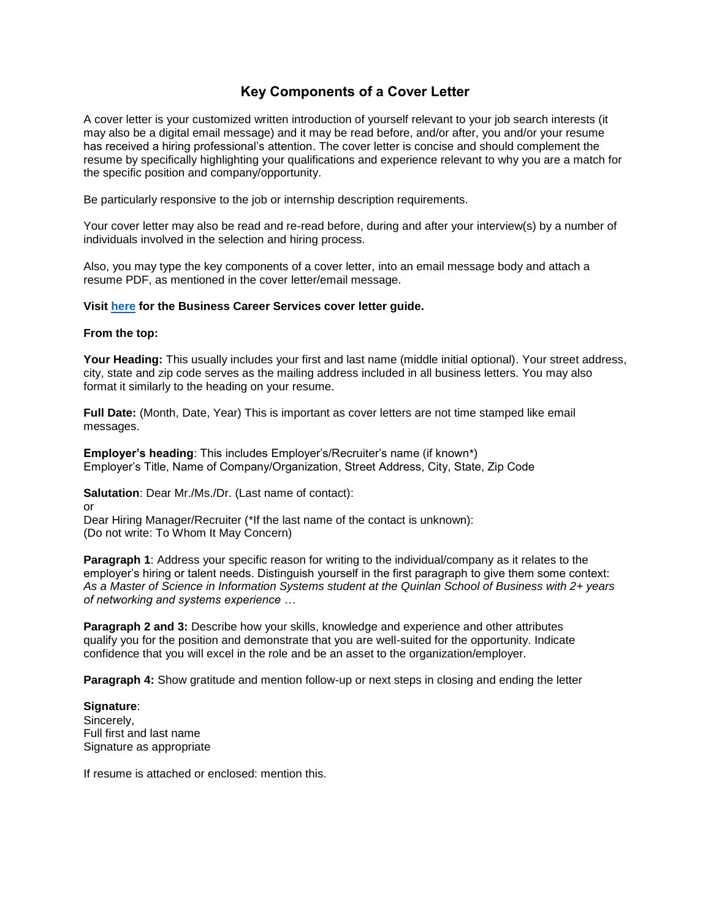# Key Components of a Cover Letter

A cover letter is your customized written introduction of yourself relevant to your job search interests (it may also be a digital email message) and it may be read before, and/or after, you and/or your resume has received a hiring professional's attention. The cover letter is concise and should complement the resume by specifically highlighting your qualifications and experience relevant to why you are a match for the specific position and company/opportunity.

Be particularly responsive to the job or internship description requirements.

Your cover letter may also be read and re-read before, during and after your interview(s) by a number of individuals involved in the selection and hiring process.

Also, you may type the key components of a cover letter, into an email message body and attach a resume PDF, as mentioned in the cover letter/email message.

**Visit here for the Business Career Services cover letter guide.**

**From the top:**

**Your Heading:** This usually includes your first and last name (middle initial optional). Your street address, city, state and zip code serves as the mailing address included in all business letters. You may also format it similarly to the heading on your resume.

**Full Date:** (Month, Date, Year) This is important as cover letters are not time stamped like email messages.

**Employer's heading**: This includes Employer's/Recruiter's name (if known*)
Employer's Title, Name of Company/Organization, Street Address, City, State, Zip Code

**Salutation**: Dear Mr./Ms./Dr. (Last name of contact):
or
Dear Hiring Manager/Recruiter (*If the last name of the contact is unknown):
(Do not write: To Whom It May Concern)

**Paragraph 1**: Address your specific reason for writing to the individual/company as it relates to the employer's hiring or talent needs. Distinguish yourself in the first paragraph to give them some context: *As a Master of Science in Information Systems student at the Quinlan School of Business with 2+ years of networking and systems experience …*

**Paragraph 2 and 3:** Describe how your skills, knowledge and experience and other attributes qualify you for the position and demonstrate that you are well-suited for the opportunity. Indicate confidence that you will excel in the role and be an asset to the organization/employer.

**Paragraph 4:** Show gratitude and mention follow-up or next steps in closing and ending the letter

**Signature**:
Sincerely,
Full first and last name
Signature as appropriate

If resume is attached or enclosed: mention this.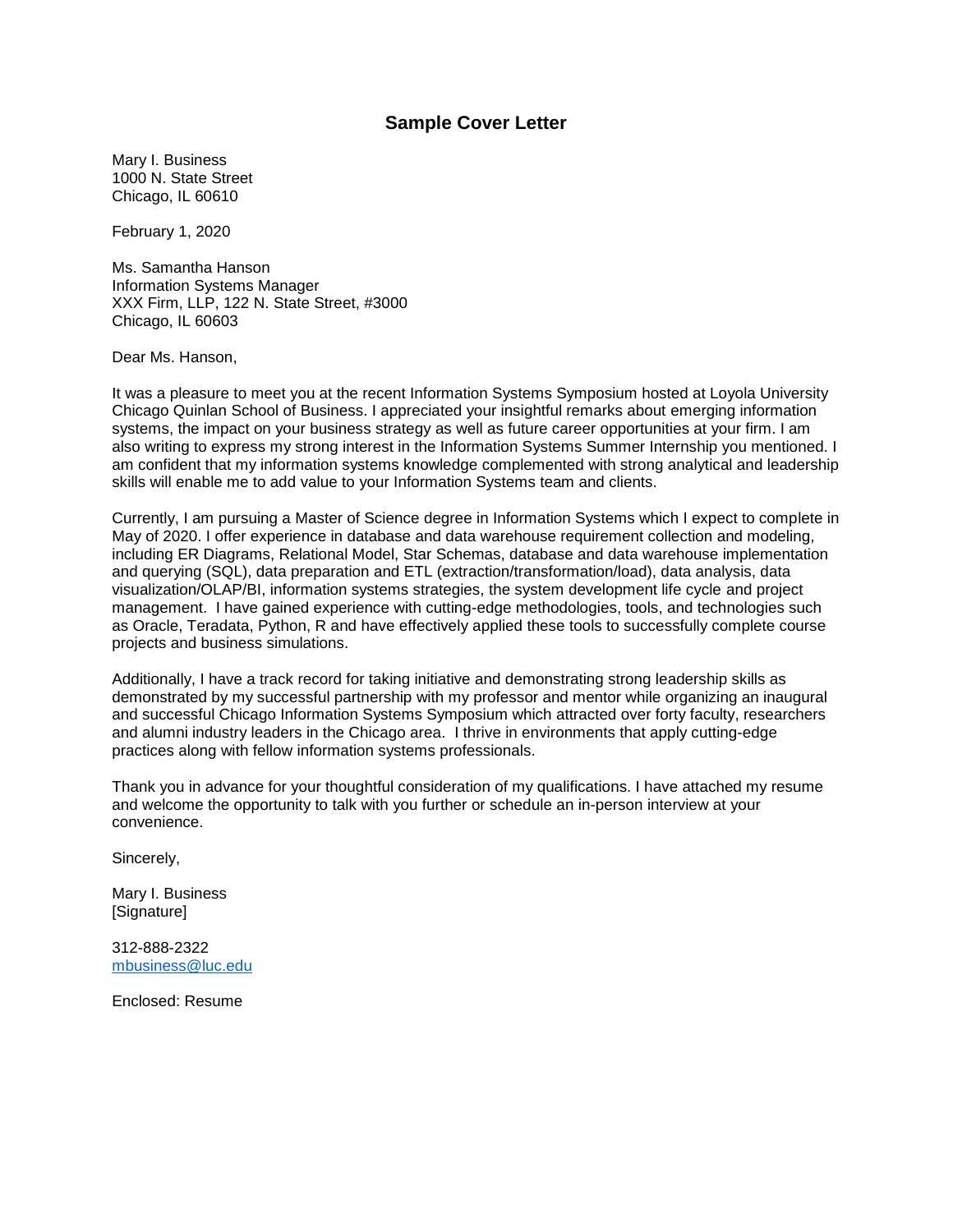# Sample Cover Letter

Mary I. Business
1000 N. State Street
Chicago, IL 60610

February 1, 2020

Ms. Samantha Hanson
Information Systems Manager
XXX Firm, LLP, 122 N. State Street, #3000
Chicago, IL 60603

Dear Ms. Hanson,

It was a pleasure to meet you at the recent Information Systems Symposium hosted at Loyola University Chicago Quinlan School of Business. I appreciated your insightful remarks about emerging information systems, the impact on your business strategy as well as future career opportunities at your firm. I am also writing to express my strong interest in the Information Systems Summer Internship you mentioned. I am confident that my information systems knowledge complemented with strong analytical and leadership skills will enable me to add value to your Information Systems team and clients.

Currently, I am pursuing a Master of Science degree in Information Systems which I expect to complete in May of 2020. I offer experience in database and data warehouse requirement collection and modeling, including ER Diagrams, Relational Model, Star Schemas, database and data warehouse implementation and querying (SQL), data preparation and ETL (extraction/transformation/load), data analysis, data visualization/OLAP/BI, information systems strategies, the system development life cycle and project management. I have gained experience with cutting-edge methodologies, tools, and technologies such as Oracle, Teradata, Python, R and have effectively applied these tools to successfully complete course projects and business simulations.

Additionally, I have a track record for taking initiative and demonstrating strong leadership skills as demonstrated by my successful partnership with my professor and mentor while organizing an inaugural and successful Chicago Information Systems Symposium which attracted over forty faculty, researchers and alumni industry leaders in the Chicago area. I thrive in environments that apply cutting-edge practices along with fellow information systems professionals.

Thank you in advance for your thoughtful consideration of my qualifications. I have attached my resume and welcome the opportunity to talk with you further or schedule an in-person interview at your convenience.

Sincerely,

Mary I. Business
[Signature]

312-888-2322
mbusiness@luc.edu

Enclosed: Resume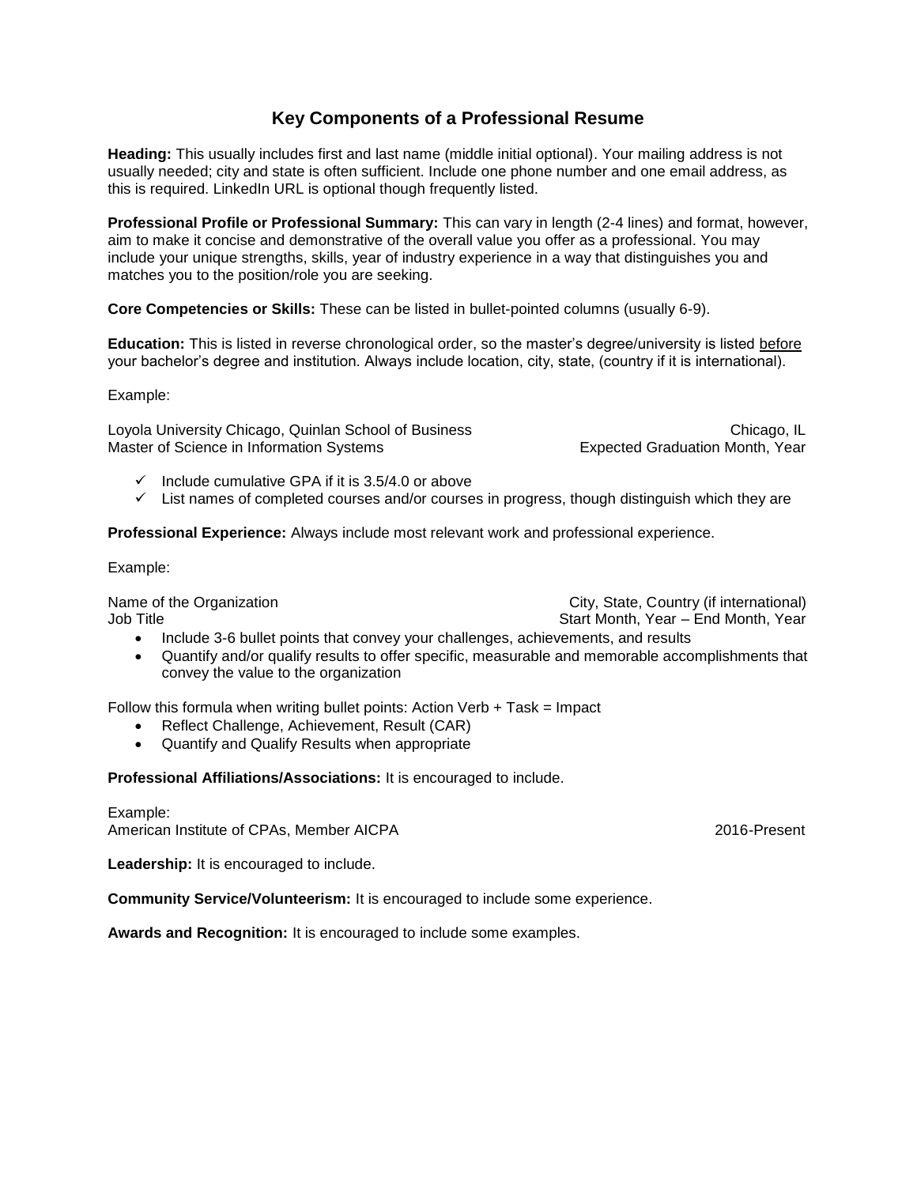# Key Components of a Professional Resume

**Heading:** This usually includes first and last name (middle initial optional). Your mailing address is not usually needed; city and state is often sufficient. Include one phone number and one email address, as this is required. LinkedIn URL is optional though frequently listed.

**Professional Profile or Professional Summary:** This can vary in length (2-4 lines) and format, however, aim to make it concise and demonstrative of the overall value you offer as a professional. You may include your unique strengths, skills, year of industry experience in a way that distinguishes you and matches you to the position/role you are seeking.

**Core Competencies or Skills:** These can be listed in bullet-pointed columns (usually 6-9).

**Education:** This is listed in reverse chronological order, so the master's degree/university is listed before your bachelor's degree and institution. Always include location, city, state, (country if it is international).

Example:

Loyola University Chicago, Quinlan School of Business — Chicago, IL
Master of Science in Information Systems — Expected Graduation Month, Year

- ✓ Include cumulative GPA if it is 3.5/4.0 or above
- ✓ List names of completed courses and/or courses in progress, though distinguish which they are

**Professional Experience:** Always include most relevant work and professional experience.

Example:

Name of the Organization — City, State, Country (if international)
Job Title — Start Month, Year – End Month, Year

- Include 3-6 bullet points that convey your challenges, achievements, and results
- Quantify and/or qualify results to offer specific, measurable and memorable accomplishments that convey the value to the organization

Follow this formula when writing bullet points: Action Verb + Task = Impact

- Reflect Challenge, Achievement, Result (CAR)
- Quantify and Qualify Results when appropriate

**Professional Affiliations/Associations:** It is encouraged to include.

Example:
American Institute of CPAs, Member AICPA — 2016-Present

**Leadership:** It is encouraged to include.

**Community Service/Volunteerism:** It is encouraged to include some experience.

**Awards and Recognition:** It is encouraged to include some examples.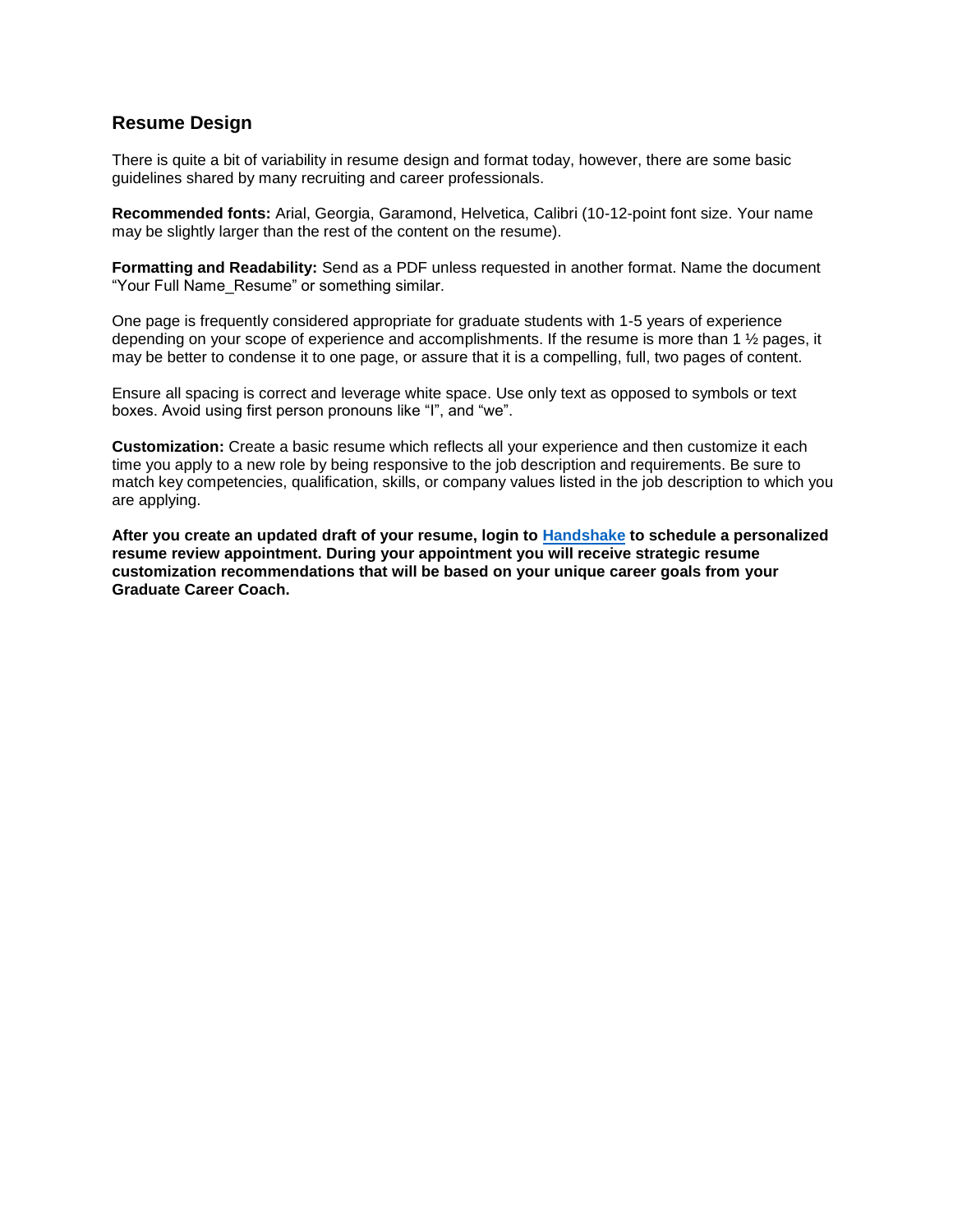## Resume Design

There is quite a bit of variability in resume design and format today, however, there are some basic guidelines shared by many recruiting and career professionals.

**Recommended fonts:** Arial, Georgia, Garamond, Helvetica, Calibri (10-12-point font size. Your name may be slightly larger than the rest of the content on the resume).

**Formatting and Readability:** Send as a PDF unless requested in another format. Name the document "Your Full Name_Resume" or something similar.

One page is frequently considered appropriate for graduate students with 1-5 years of experience depending on your scope of experience and accomplishments. If the resume is more than 1 ½ pages, it may be better to condense it to one page, or assure that it is a compelling, full, two pages of content.

Ensure all spacing is correct and leverage white space. Use only text as opposed to symbols or text boxes. Avoid using first person pronouns like "I", and "we".

**Customization:** Create a basic resume which reflects all your experience and then customize it each time you apply to a new role by being responsive to the job description and requirements. Be sure to match key competencies, qualification, skills, or company values listed in the job description to which you are applying.

**After you create an updated draft of your resume, login to [Handshake] to schedule a personalized resume review appointment. During your appointment you will receive strategic resume customization recommendations that will be based on your unique career goals from your Graduate Career Coach.**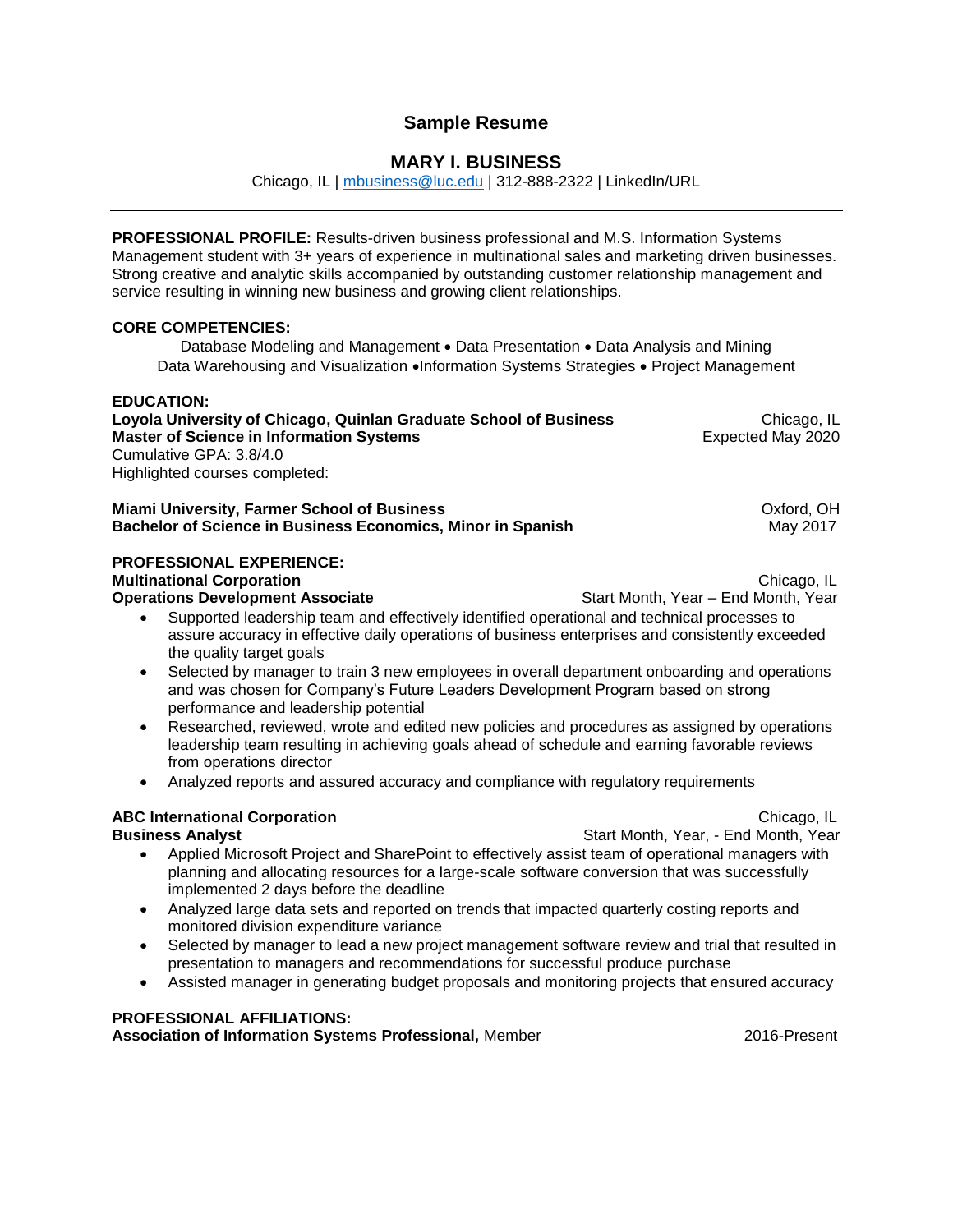# Sample Resume

## MARY I. BUSINESS

Chicago, IL | mbusiness@luc.edu | 312-888-2322 | LinkedIn/URL

---

**PROFESSIONAL PROFILE:** Results-driven business professional and M.S. Information Systems Management student with 3+ years of experience in multinational sales and marketing driven businesses. Strong creative and analytic skills accompanied by outstanding customer relationship management and service resulting in winning new business and growing client relationships.

**CORE COMPETENCIES:**

Database Modeling and Management • Data Presentation • Data Analysis and Mining
Data Warehousing and Visualization •Information Systems Strategies • Project Management

**EDUCATION:**

**Loyola University of Chicago, Quinlan Graduate School of Business** — Chicago, IL
**Master of Science in Information Systems** — Expected May 2020
Cumulative GPA: 3.8/4.0
Highlighted courses completed:

**Miami University, Farmer School of Business** — Oxford, OH
**Bachelor of Science in Business Economics, Minor in Spanish** — May 2017

**PROFESSIONAL EXPERIENCE:**

**Multinational Corporation** — Chicago, IL
**Operations Development Associate** — Start Month, Year – End Month, Year

- Supported leadership team and effectively identified operational and technical processes to assure accuracy in effective daily operations of business enterprises and consistently exceeded the quality target goals
- Selected by manager to train 3 new employees in overall department onboarding and operations and was chosen for Company's Future Leaders Development Program based on strong performance and leadership potential
- Researched, reviewed, wrote and edited new policies and procedures as assigned by operations leadership team resulting in achieving goals ahead of schedule and earning favorable reviews from operations director
- Analyzed reports and assured accuracy and compliance with regulatory requirements

**ABC International Corporation** — Chicago, IL
**Business Analyst** — Start Month, Year, - End Month, Year

- Applied Microsoft Project and SharePoint to effectively assist team of operational managers with planning and allocating resources for a large-scale software conversion that was successfully implemented 2 days before the deadline
- Analyzed large data sets and reported on trends that impacted quarterly costing reports and monitored division expenditure variance
- Selected by manager to lead a new project management software review and trial that resulted in presentation to managers and recommendations for successful produce purchase
- Assisted manager in generating budget proposals and monitoring projects that ensured accuracy

**PROFESSIONAL AFFILIATIONS:**

**Association of Information Systems Professional,** Member — 2016-Present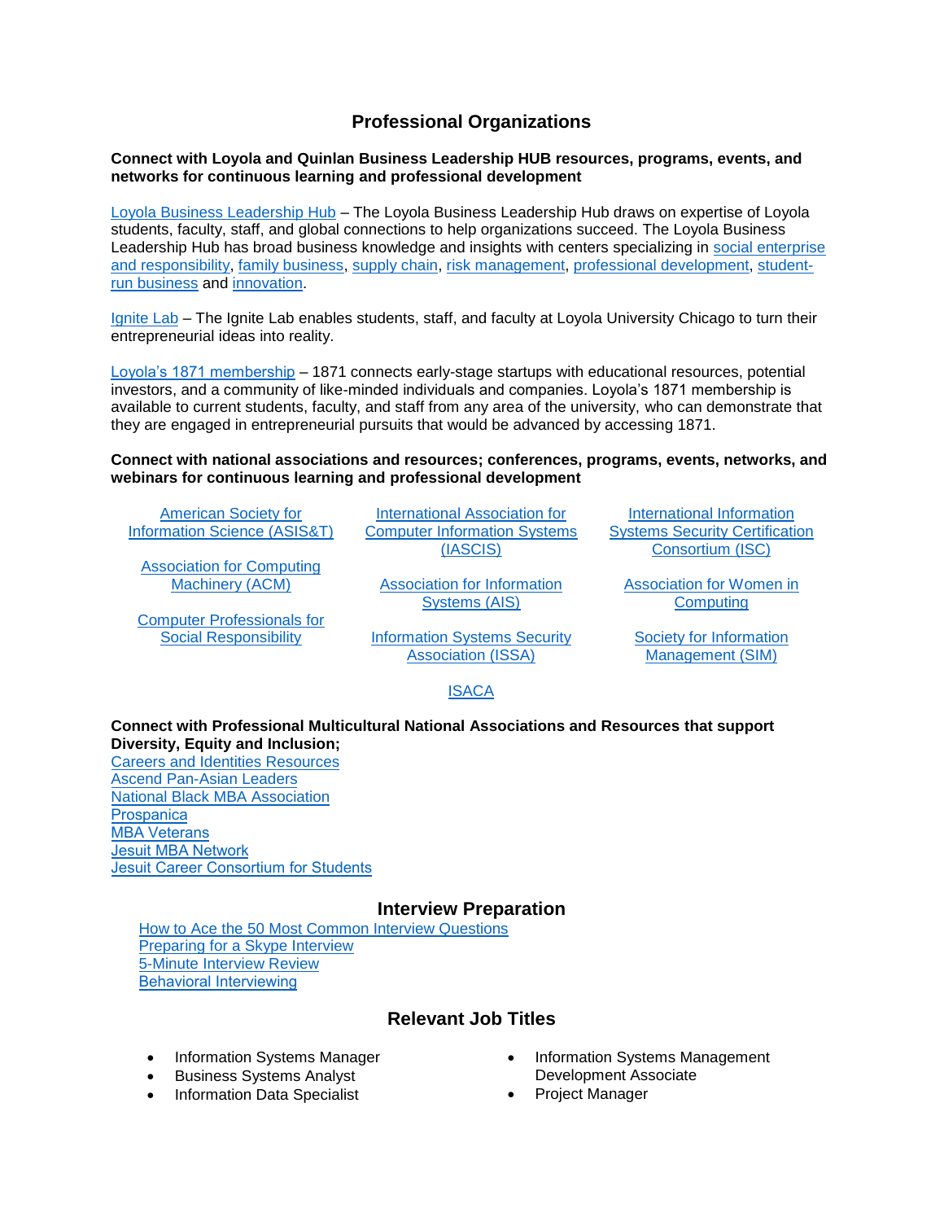## Professional Organizations

**Connect with Loyola and Quinlan Business Leadership HUB resources, programs, events, and networks for continuous learning and professional development**

Loyola Business Leadership Hub – The Loyola Business Leadership Hub draws on expertise of Loyola students, faculty, staff, and global connections to help organizations succeed. The Loyola Business Leadership Hub has broad business knowledge and insights with centers specializing in social enterprise and responsibility, family business, supply chain, risk management, professional development, student-run business and innovation.

Ignite Lab – The Ignite Lab enables students, staff, and faculty at Loyola University Chicago to turn their entrepreneurial ideas into reality.

Loyola's 1871 membership – 1871 connects early-stage startups with educational resources, potential investors, and a community of like-minded individuals and companies. Loyola's 1871 membership is available to current students, faculty, and staff from any area of the university, who can demonstrate that they are engaged in entrepreneurial pursuits that would be advanced by accessing 1871.

**Connect with national associations and resources; conferences, programs, events, networks, and webinars for continuous learning and professional development**

- American Society for Information Science (ASIS&T)
- Association for Computing Machinery (ACM)
- Computer Professionals for Social Responsibility
- International Association for Computer Information Systems (IASCIS)
- Association for Information Systems (AIS)
- Information Systems Security Association (ISSA)
- International Information Systems Security Certification Consortium (ISC)
- Association for Women in Computing
- Society for Information Management (SIM)
- ISACA

**Connect with Professional Multicultural National Associations and Resources that support Diversity, Equity and Inclusion;**

Careers and Identities Resources
Ascend Pan-Asian Leaders
National Black MBA Association
Prospanica
MBA Veterans
Jesuit MBA Network
Jesuit Career Consortium for Students

## Interview Preparation

How to Ace the 50 Most Common Interview Questions
Preparing for a Skype Interview
5-Minute Interview Review
Behavioral Interviewing

## Relevant Job Titles

- Information Systems Manager
- Business Systems Analyst
- Information Data Specialist
- Information Systems Management Development Associate
- Project Manager